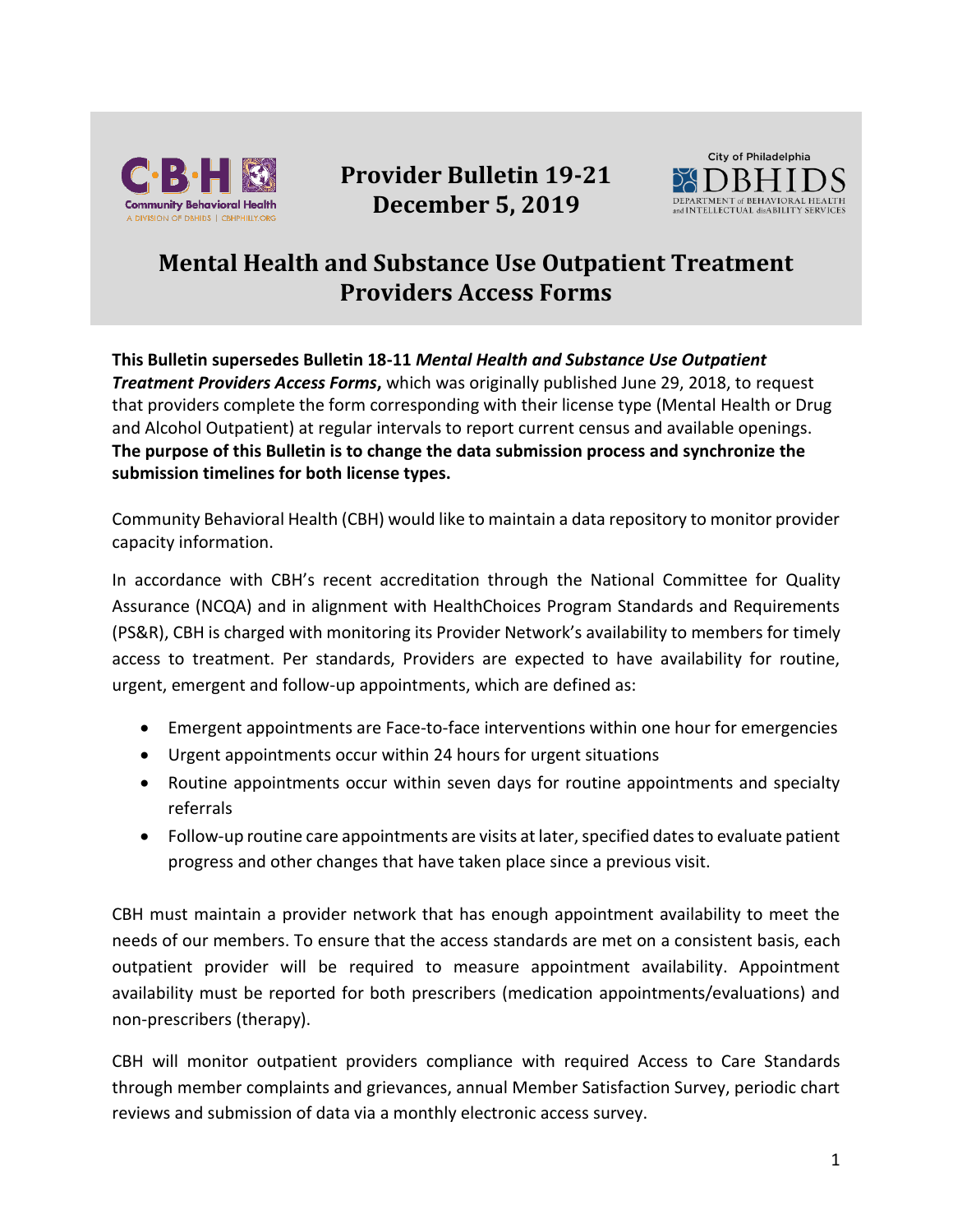Provider Bulletin 19-21
December 5, 2019

# Mental Health and Substance Use Outpatient Treatment Providers Access Forms

**This Bulletin supersedes Bulletin 18-11 *Mental Health and Substance Use Outpatient Treatment Providers Access Forms*,** which was originally published June 29, 2018, to request that providers complete the form corresponding with their license type (Mental Health or Drug and Alcohol Outpatient) at regular intervals to report current census and available openings. **The purpose of this Bulletin is to change the data submission process and synchronize the submission timelines for both license types.**

Community Behavioral Health (CBH) would like to maintain a data repository to monitor provider capacity information.

In accordance with CBH's recent accreditation through the National Committee for Quality Assurance (NCQA) and in alignment with HealthChoices Program Standards and Requirements (PS&R), CBH is charged with monitoring its Provider Network's availability to members for timely access to treatment. Per standards, Providers are expected to have availability for routine, urgent, emergent and follow-up appointments, which are defined as:

- Emergent appointments are Face-to-face interventions within one hour for emergencies
- Urgent appointments occur within 24 hours for urgent situations
- Routine appointments occur within seven days for routine appointments and specialty referrals
- Follow-up routine care appointments are visits at later, specified dates to evaluate patient progress and other changes that have taken place since a previous visit.

CBH must maintain a provider network that has enough appointment availability to meet the needs of our members. To ensure that the access standards are met on a consistent basis, each outpatient provider will be required to measure appointment availability. Appointment availability must be reported for both prescribers (medication appointments/evaluations) and non-prescribers (therapy).

CBH will monitor outpatient providers compliance with required Access to Care Standards through member complaints and grievances, annual Member Satisfaction Survey, periodic chart reviews and submission of data via a monthly electronic access survey.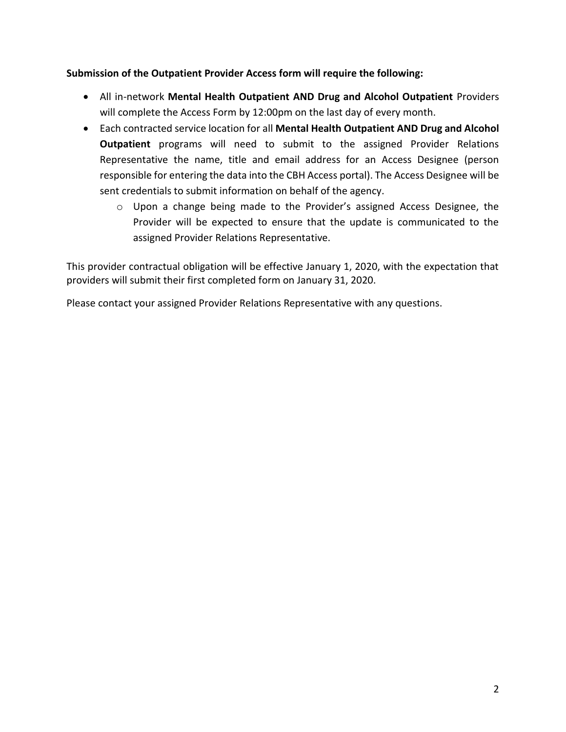**Submission of the Outpatient Provider Access form will require the following:**

- All in-network **Mental Health Outpatient AND Drug and Alcohol Outpatient** Providers will complete the Access Form by 12:00pm on the last day of every month.
- Each contracted service location for all **Mental Health Outpatient AND Drug and Alcohol Outpatient** programs will need to submit to the assigned Provider Relations Representative the name, title and email address for an Access Designee (person responsible for entering the data into the CBH Access portal). The Access Designee will be sent credentials to submit information on behalf of the agency.
  - Upon a change being made to the Provider's assigned Access Designee, the Provider will be expected to ensure that the update is communicated to the assigned Provider Relations Representative.

This provider contractual obligation will be effective January 1, 2020, with the expectation that providers will submit their first completed form on January 31, 2020.

Please contact your assigned Provider Relations Representative with any questions.